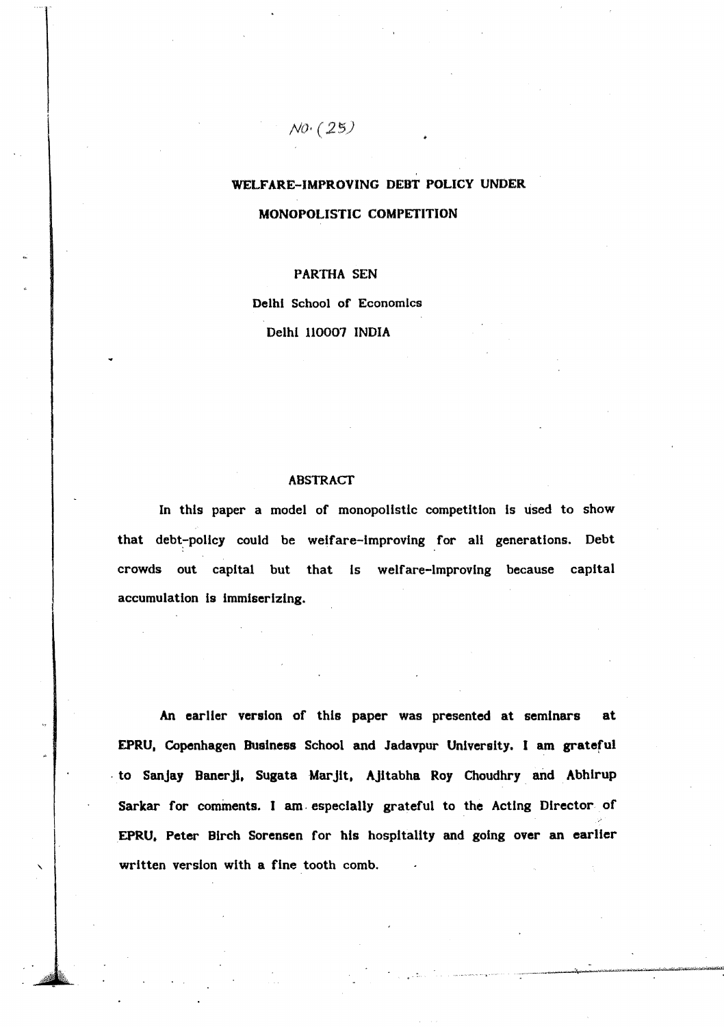NO. (25)

# WELFARE-IMPROVING DEBT POLICY UNDER MONOPOLISTIC COMPETITION

PARTHA SEN

Delhi School of Economics

Delhi 110007 INDIA

## ABSTRACT

In this paper a model of monopolistic competition is used to show that debt-policy could be welfare-improving for all generations. Debt crowds out capital but that is welfare-improving because capital accumulation is immiserizing.

**An earlier version of this paper was presented at seminars at EPRU, Copenhagen Business School and Jadavpur University. I am grateful to Sanjay Banerji, Sugata Marjit, Ajitabha Roy Choudhry and Abhirup Sarkar for comments. I am especially grateful to the Acting Director of EPRU, Peter Birch Sorensen for his hospitality and going over an earlier written version with a fine tooth comb.**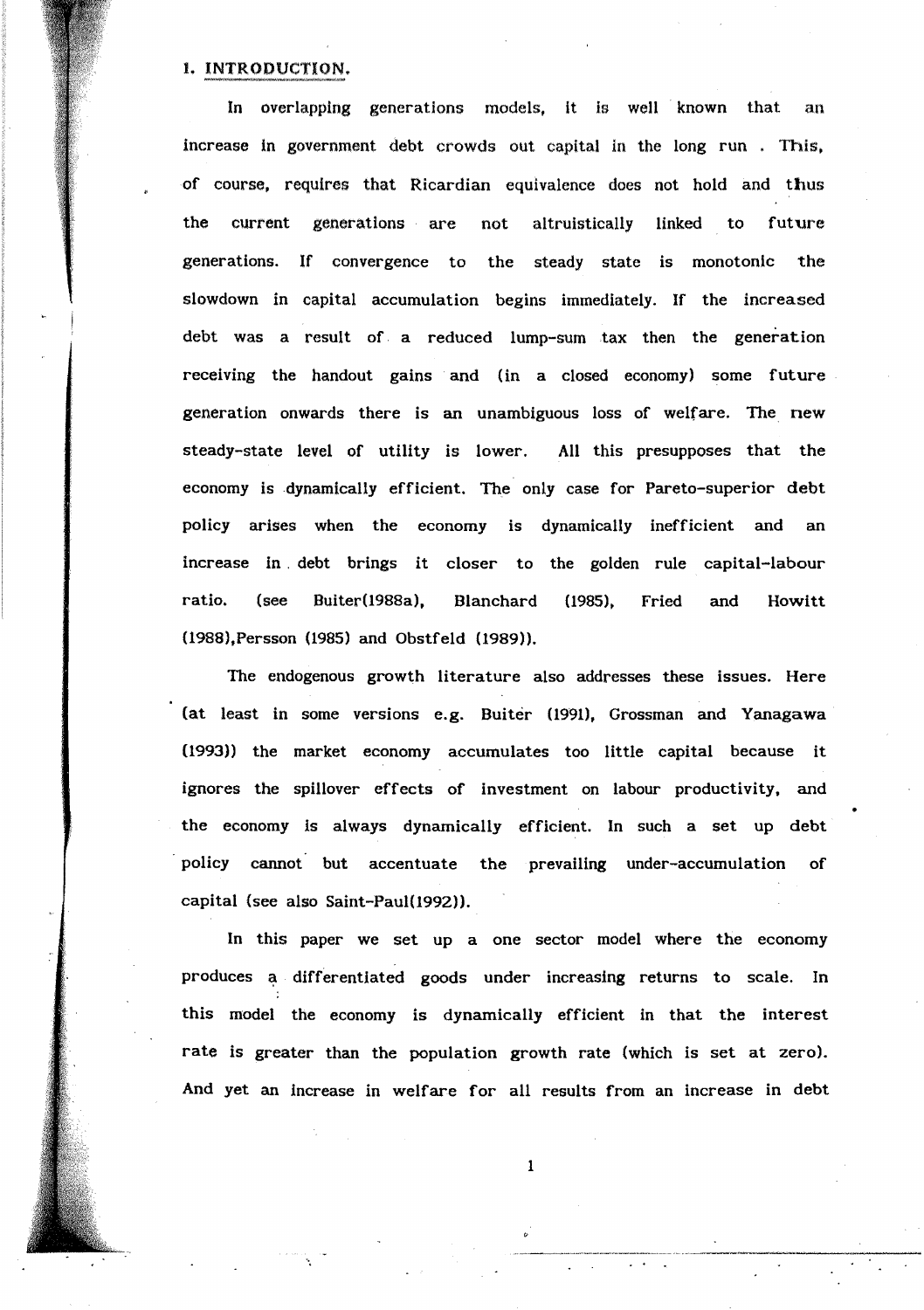## 1. INTRODUCTION.

In overlapping generations models, it is well known that an increase in government debt crowds out capital in the long run . This, of course, requires that Ricardian equivalence does not hold and thus the current generations are not altruistically linked to future generations. If convergence to the steady state is monotonic the slowdown in capital accumulation begins immediately. If the increased debt was a result of a reduced lump-sum tax then the generation receiving the handout gains and (in a closed economy) some future generation onwards there is an unambiguous loss of welfare. The new steady-state level of utility is lower. All this presupposes that the economy is dynamically efficient. The only case for Pareto-superior debt policy arises when the economy is dynamically inefficient and an increase in debt brings it closer to the golden rule capital-labour ratio. (see Buiter(1988a), Blanchard (1985), Fried and Howitt (1988),Persson (1985) and Obstfeld (1989)).

The endogenous growth literature also addresses these issues. Here (at least in some versions e.g. Buiter (1991), Grossman and Yanagawa (1993)) the market economy accumulates too little capital because it ignores the spillover effects of investment on labour productivity, and the economy is always dynamically efficient. In such a set up debt policy cannot but accentuate the prevailing under-accumulation of capital (see also Saint-Paul(1992)).

In this paper we set up a one sector model where the economy produces a differentiated goods under increasing returns to scale. In this model the economy is dynamically efficient in that the interest rate is greater than the population growth rate (which is set at zero). And yet an increase in welfare for all results from an increase in debt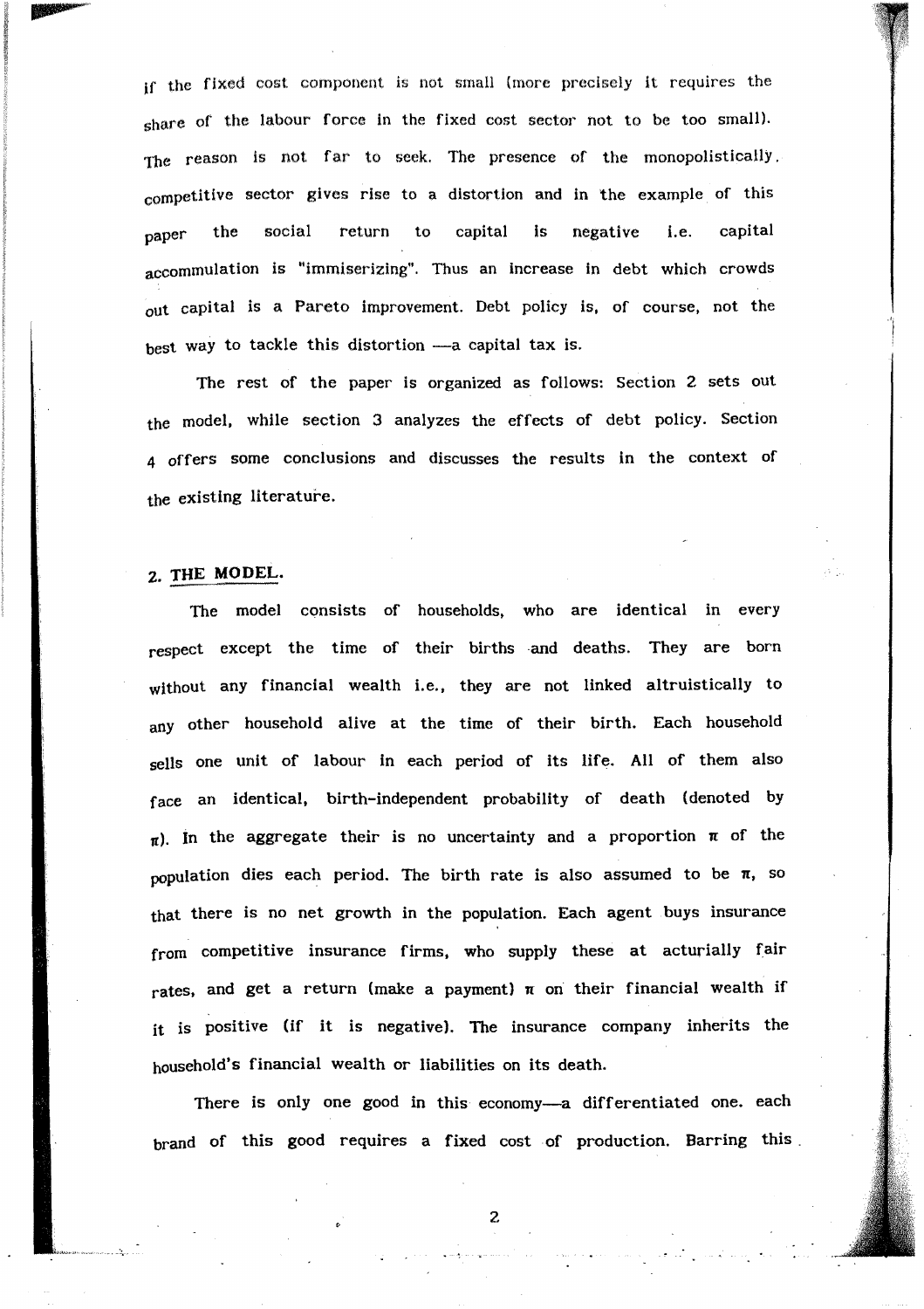if the fixed cost component is not small (more precisely it requires the share of the labour force in the fixed cost sector not to be too small). The reason is not far to seek. The presence of the monopolistically. competitive sector gives rise to a distortion and in the example of this paper the social return to capital is negative i.e. capital accommulation is "immiserizing". Thus an increase in debt which crowds out capital is a Pareto improvement. Debt policy is, of course, not the best way to tackle this distortion —a capital tax is.

The rest of the paper is organized as follows: Section 2 sets out the model, while section 3 analyzes the effects of debt policy. Section 4 offers some conclusions and discusses the results in the context of the existing literature.

## 2. THE MODEL.

The model consists of households, who are identical in every respect except the time of their births and deaths. They are born without any financial wealth i.e., they are not linked altruistically to any other household alive at the time of their birth. Each household sells one unit of labour in each period of its life. All of them also face an identical, birth-independent probability of death (denoted by $\pi$). In the aggregate their is no uncertainty and a proportion $\pi$ of the population dies each period. The birth rate is also assumed to be $\pi$, so that there is no net growth in the population. Each agent buys insurance from competitive insurance firms, who supply these at acturially fair rates, and get a return (make a payment) $\pi$ on their financial wealth if it is positive (if it is negative). The insurance company inherits the household's financial wealth or liabilities on its death.

There is only one good in this economy—a differentiated one. each brand of this good requires a fixed cost of production. Barring this.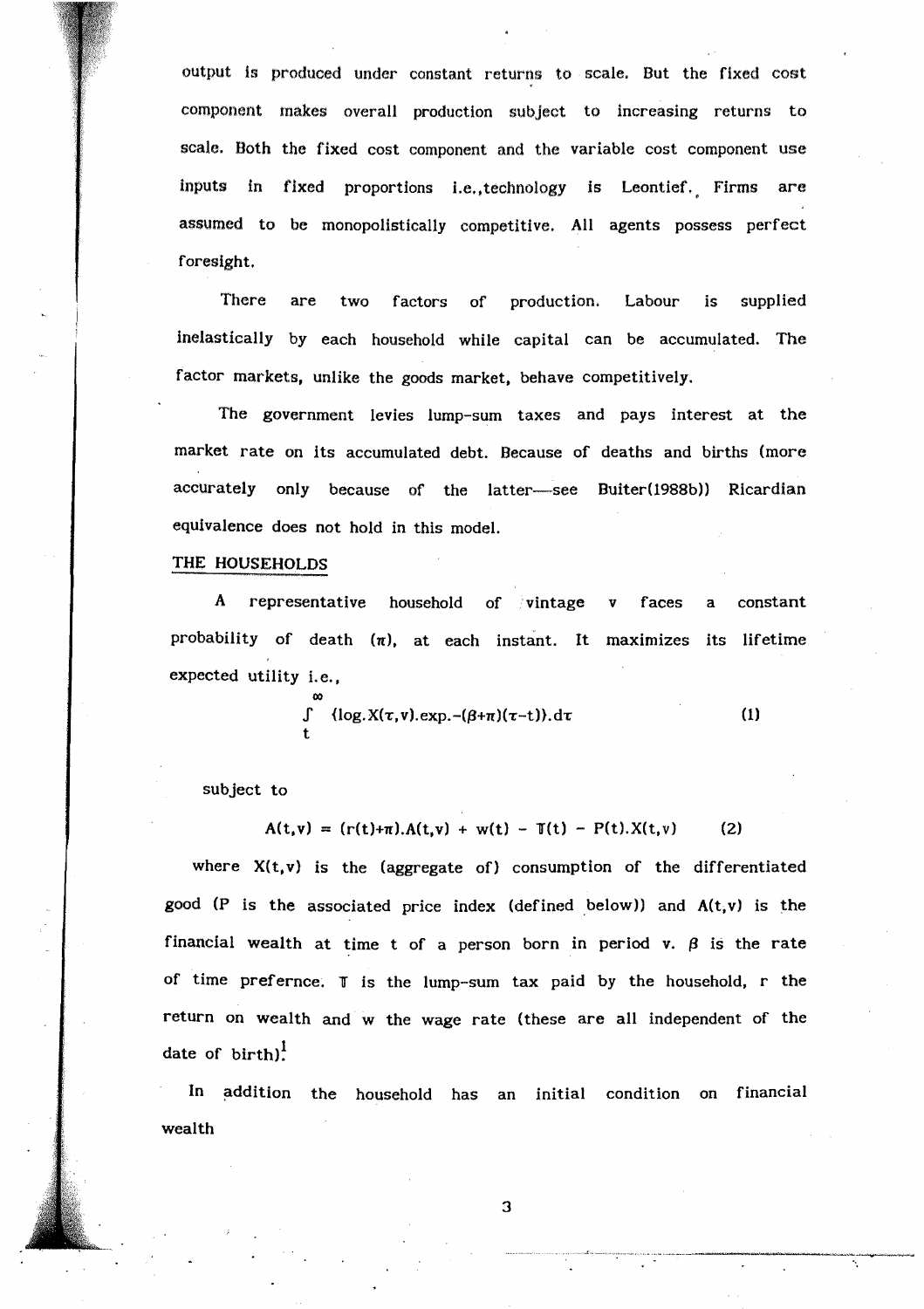output is produced under constant returns to scale. But the fixed cost component makes overall production subject to increasing returns to scale. Both the fixed cost component and the variable cost component use inputs in fixed proportions i.e.,technology is Leontief. Firms are assumed to be monopolistically competitive. All agents possess perfect foresight.

There are two factors of production. Labour is supplied inelastically by each household while capital can be accumulated. The factor markets, unlike the goods market, behave competitively.

The government levies lump-sum taxes and pays interest at the market rate on its accumulated debt. Because of deaths and births (more accurately only because of the latter—see Buiter(1988b)) Ricardian equivalence does not hold in this model.

## THE HOUSEHOLDS

A representative household of vintage v faces a constant probability of death ($\pi$), at each instant. It maximizes its lifetime expected utility i.e.,

$$\int_t^{\infty} \{\log.X(\tau,v).\exp.-(\beta+\pi)(\tau-t)\}.d\tau \tag{1}$$

subject to

$$\dot{A}(t,v) = (r(t)+\pi).A(t,v) + w(t) - \mathbb{T}(t) - P(t).X(t,v) \tag{2}$$

where $X(t,v)$ is the (aggregate of) consumption of the differentiated good (P is the associated price index (defined below)) and $A(t,v)$ is the financial wealth at time t of a person born in period v. $\beta$ is the rate of time prefernce. $\mathbb{T}$ is the lump-sum tax paid by the household, r the return on wealth and w the wage rate (these are all independent of the date of birth).[1]

In addition the household has an initial condition on financial wealth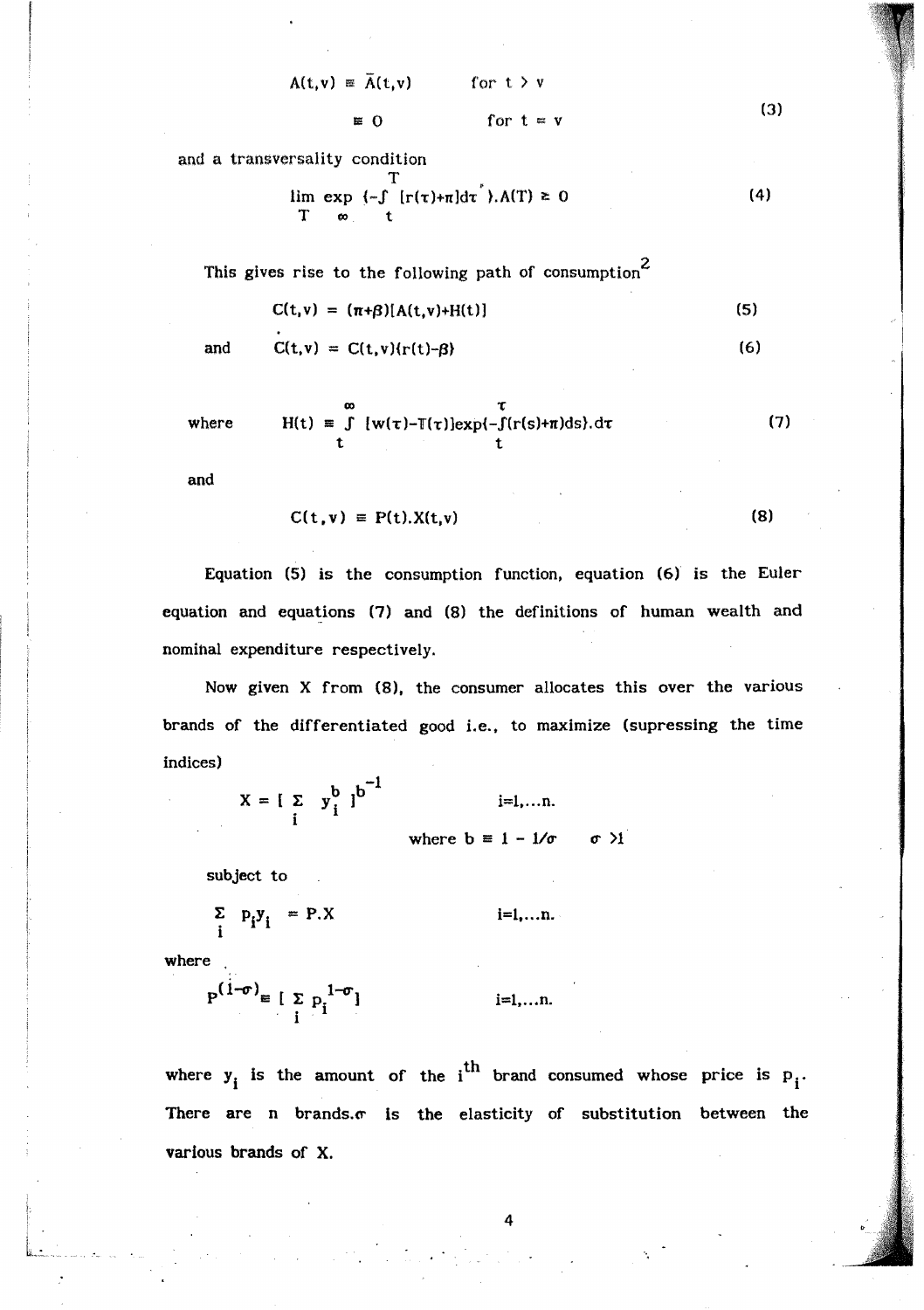$$A(t,v) \equiv \bar{A}(t,v) \qquad \text{for } t > v$$

$$\equiv 0 \qquad \text{for } t = v \tag{3}$$

and a transversality condition

$$\lim_{T \to \infty} \exp \{-\int_t^T [r(\tau)+\pi]d\tau \}.A(T) \geq 0 \tag{4}$$

This gives rise to the following path of consumption[2]

$$C(t,v) = (\pi+\beta)[A(t,v)+H(t)] \tag{5}$$

and

$$\dot{C}(t,v) = C(t,v)\{r(t)-\beta\} \tag{6}$$

where

$$H(t) \equiv \int_t^{\infty} [w(\tau)-T(\tau)]\exp\{-\int_t^{\tau}(r(s)+\pi)ds\}.d\tau \tag{7}$$

and

$$C(t,v) \equiv P(t).X(t,v) \tag{8}$$

Equation (5) is the consumption function, equation (6) is the Euler equation and equations (7) and (8) the definitions of human wealth and nominal expenditure respectively.

Now given X from (8), the consumer allocates this over the various brands of the differentiated good i.e., to maximize (supressing the time indices)

$$X = [\sum_i y_i^b]^{b^{-1}} \qquad i=1,\ldots n.$$

$$\text{where } b \equiv 1 - 1/\sigma \qquad \sigma > 1$$

subject to

$$\sum_i p_i y_i = P.X \qquad i=1,\ldots n.$$

where

$$P^{(1-\sigma)} \equiv [\sum_i p_i^{1-\sigma}] \qquad i=1,\ldots n.$$

where $y_i$ is the amount of the $i^{th}$ brand consumed whose price is $p_i$. There are n brands. $\sigma$ is the elasticity of substitution between the various brands of X.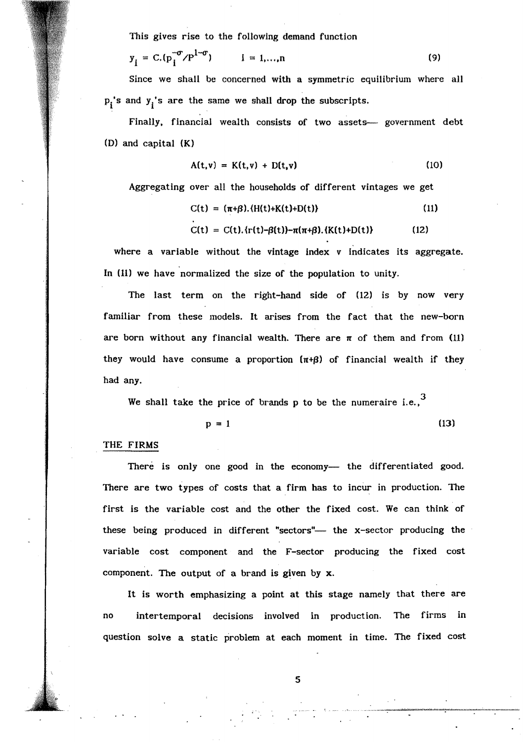This gives rise to the following demand function

$$y_i = C.(p_i^{-\sigma}/P^{1-\sigma}) \qquad i = 1,\ldots,n \tag{9}$$

Since we shall be concerned with a symmetric equilibrium where all $p_i$'s and $y_i$'s are the same we shall drop the subscripts.

Finally, financial wealth consists of two assets— government debt (D) and capital (K)

$$A(t,v) = K(t,v) + D(t,v) \tag{10}$$

Aggregating over all the households of different vintages we get

$$C(t) = (\pi+\beta).\{H(t)+K(t)+D(t)\} \tag{11}$$

$$\dot{C}(t) = C(t).\{r(t)-\beta(t)\}-\pi(\pi+\beta).\{K(t)+D(t)\} \tag{12}$$

where a variable without the vintage index v indicates its aggregate. In (11) we have normalized the size of the population to unity.

The last term on the right-hand side of (12) is by now very familiar from these models. It arises from the fact that the new-born are born without any financial wealth. There are $\pi$ of them and from (11) they would have consume a proportion $(\pi+\beta)$ of financial wealth if they had any.

We shall take the price of brands p to be the numeraire i.e.,[3]

$$p = 1 \tag{13}$$

## THE FIRMS

There is only one good in the economy— the differentiated good. There are two types of costs that a firm has to incur in production. The first is the variable cost and the other the fixed cost. We can think of these being produced in different "sectors"— the x-sector producing the variable cost component and the F-sector producing the fixed cost component. The output of a brand is given by **x**.

It is worth emphasizing a point at this stage namely that there are no intertemporal decisions involved in production. The firms in question solve a static problem at each moment in time. The fixed cost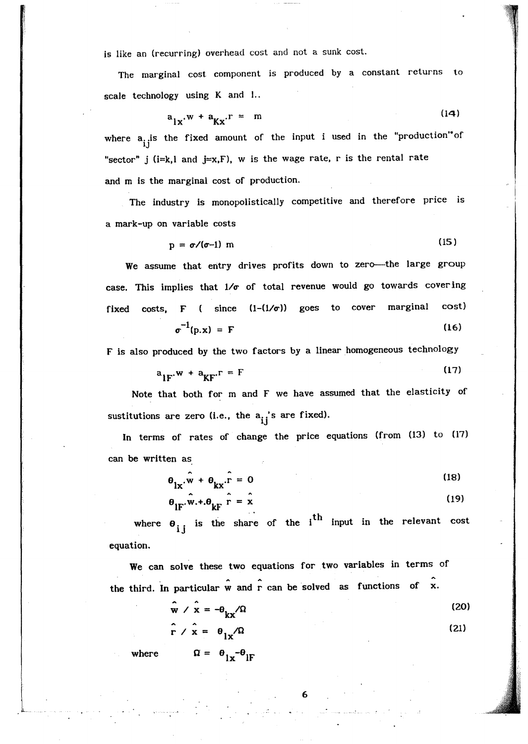is like an (recurring) overhead cost and not a sunk cost.

The marginal cost component is produced by a constant returns to scale technology using K and l..

$$a_{lx}.w + a_{Kx}.r = m \tag{14}$$

where $a_{ij}$ is the fixed amount of the input i used in the "production" of "sector" j (i=k,l and j=x,F), w is the wage rate, r is the rental rate and m is the marginal cost of production.

The industry is monopolistically competitive and therefore price is a mark-up on variable costs

$$p = \sigma/(\sigma-1)\ m \tag{15}$$

We assume that entry drives profits down to zero—the large group case. This implies that $1/\sigma$ of total revenue would go towards covering fixed costs, F ( since $(1-(1/\sigma))$ goes to cover marginal cost)

$$\sigma^{-1}(p.x) = F \tag{16}$$

F is also produced by the two factors by a linear homogeneous technology

$$a_{lF}.w + a_{KF}.r = F \tag{17}$$

Note that both for m and F we have assumed that the elasticity of sustitutions are zero (i.e., the $a_{ij}$'s are fixed).

In terms of rates of change the price equations (from (13) to (17) can be written as

$$\theta_{lx}.\hat{w} + \theta_{kx}.\hat{r} = 0 \tag{18}$$

$$\theta_{lF}.\hat{w}.+.\theta_{kF}\ \hat{r} = \hat{x} \tag{19}$$

where $\theta_{ij}$ is the share of the $i^{th}$ input in the relevant cost equation.

We can solve these two equations for two variables in terms of the third. In particular $\hat{w}$ and $\hat{r}$ can be solved as functions of $\hat{x}$.

$$\hat{w}\ /\ \hat{x} = -\theta_{kx}/\Omega \tag{20}$$

$$\hat{r}\ /\ \hat{x} = \theta_{lx}/\Omega \tag{21}$$

where $\Omega = \theta_{lx} - \theta_{lF}$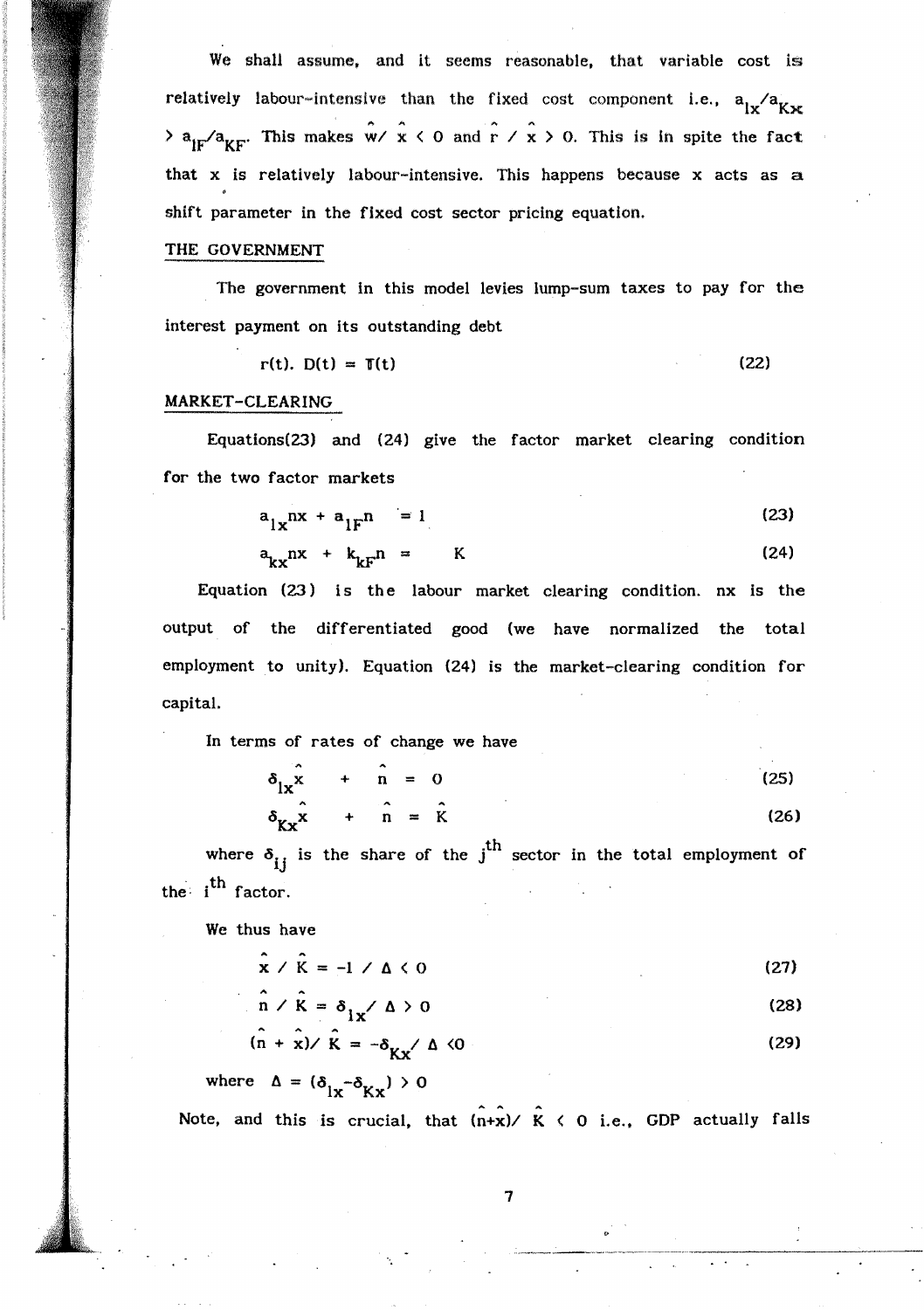We shall assume, and it seems reasonable, that variable cost is relatively labour-intensive than the fixed cost component i.e., $a_{lx}/a_{Kx} > a_{lF}/a_{KF}$. This makes $\hat{w}/\hat{x} < 0$ and $\hat{r}/\hat{x} > 0$. This is in spite the fact that x is relatively labour-intensive. This happens because x acts as a shift parameter in the fixed cost sector pricing equation.

## THE GOVERNMENT

The government in this model levies lump-sum taxes to pay for the interest payment on its outstanding debt

$$r(t).\ D(t) = T(t) \tag{22}$$

## MARKET-CLEARING

Equations(23) and (24) give the factor market clearing condition for the two factor markets

$$a_{lx}nx + a_{lF}n = 1 \tag{23}$$

$$a_{kx}nx + k_{kF}n = K \tag{24}$$

Equation (23) is the labour market clearing condition. nx is the output of the differentiated good (we have normalized the total employment to unity). Equation (24) is the market-clearing condition for capital.

In terms of rates of change we have

$$\delta_{lx}\hat{x} + \hat{n} = 0 \tag{25}$$

$$\delta_{Kx}\hat{x} + \hat{n} = \hat{K} \tag{26}$$

where $\delta_{ij}$ is the share of the $j^{th}$ sector in the total employment of the $i^{th}$ factor.

We thus have

$$\hat{x} / \hat{K} = -1 / \Delta < 0 \tag{27}$$

$$\hat{n} / \hat{K} = \delta_{lx} / \Delta > 0 \tag{28}$$

$$(\hat{n} + \hat{x}) / \hat{K} = -\delta_{Kx} / \Delta < 0 \tag{29}$$

where $\Delta = (\delta_{lx} - \delta_{Kx}) > 0$

Note, and this is crucial, that $(\hat{n}+\hat{x})/\hat{K} < 0$ i.e., GDP actually falls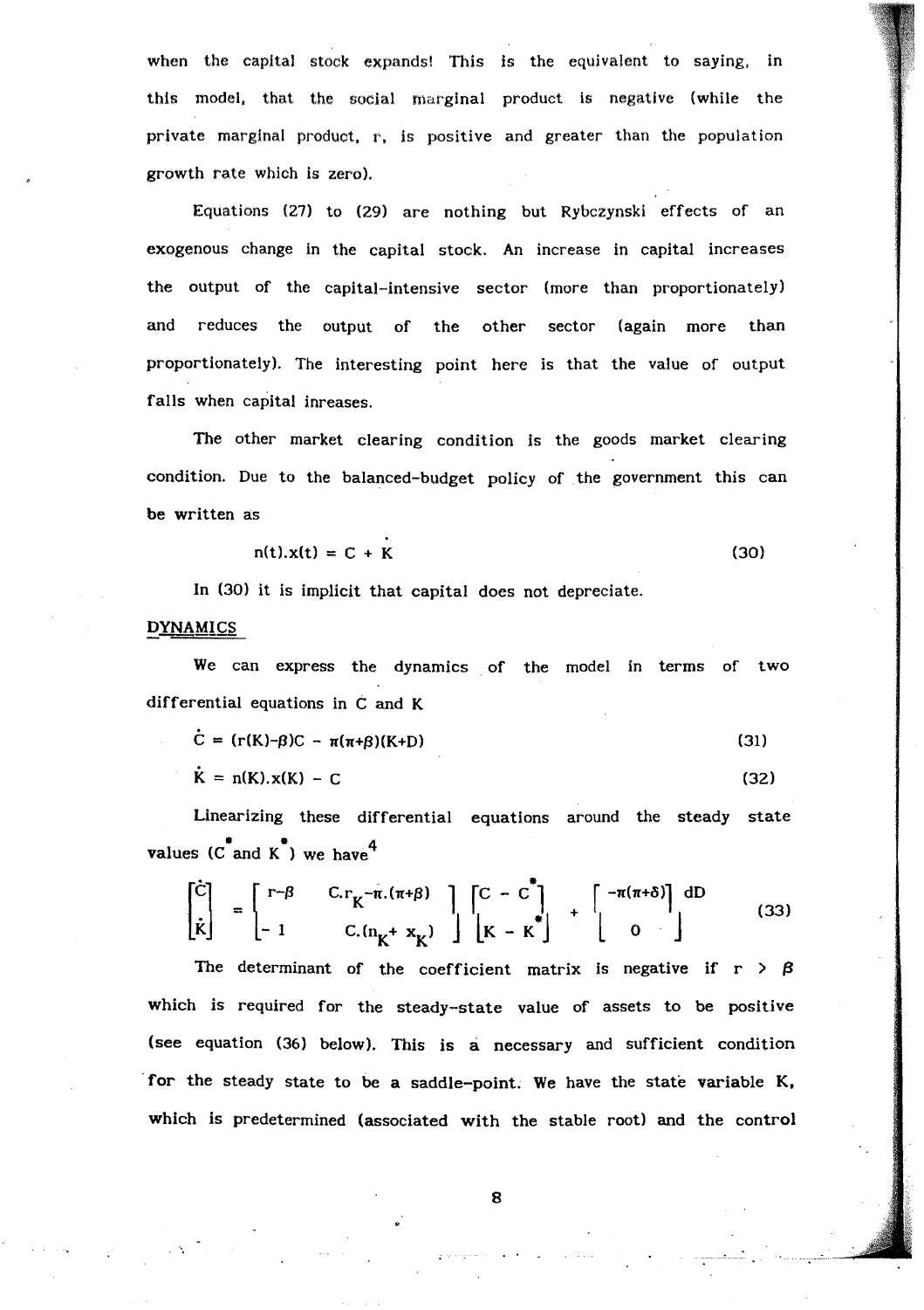when the capital stock expands! This is the equivalent to saying, in this model, that the social marginal product is negative (while the private marginal product, r, is positive and greater than the population growth rate which is zero).

Equations (27) to (29) are nothing but Rybczynski effects of an exogenous change in the capital stock. An increase in capital increases the output of the capital-intensive sector (more than proportionately) and reduces the output of the other sector (again more than proportionately). The interesting point here is that the value of output falls when capital inreases.

The other market clearing condition is the goods market clearing condition. Due to the balanced-budget policy of the government this can be written as

$$n(t).x(t) = C + \dot{K} \tag{30}$$

In (30) it is implicit that capital does not depreciate.

## DYNAMICS

We can express the dynamics of the model in terms of two differential equations in C and K

$$\dot{C} = (r(K)-\beta)C - \pi(\pi+\beta)(K+D) \tag{31}$$

$$\dot{K} = n(K).x(K) - C \tag{32}$$

Linearizing these differential equations around the steady state values ($C^*$ and $K^*$) we have[4]

$$\begin{bmatrix} \dot{C} \\ \dot{K} \end{bmatrix} = \begin{bmatrix} r-\beta & C.r_K - \pi.(\pi+\beta) \\ -1 & C.(n_K + x_K) \end{bmatrix} \begin{bmatrix} C - C^* \\ K - K^* \end{bmatrix} + \begin{bmatrix} -\pi(\pi+\delta) \\ 0 \end{bmatrix} dD \tag{33}$$

The determinant of the coefficient matrix is negative if $r > \beta$ which is required for the steady-state value of assets to be positive (see equation (36) below). This is a necessary and sufficient condition for the steady state to be a saddle-point. We have the state variable K, which is predetermined (associated with the stable root) and the control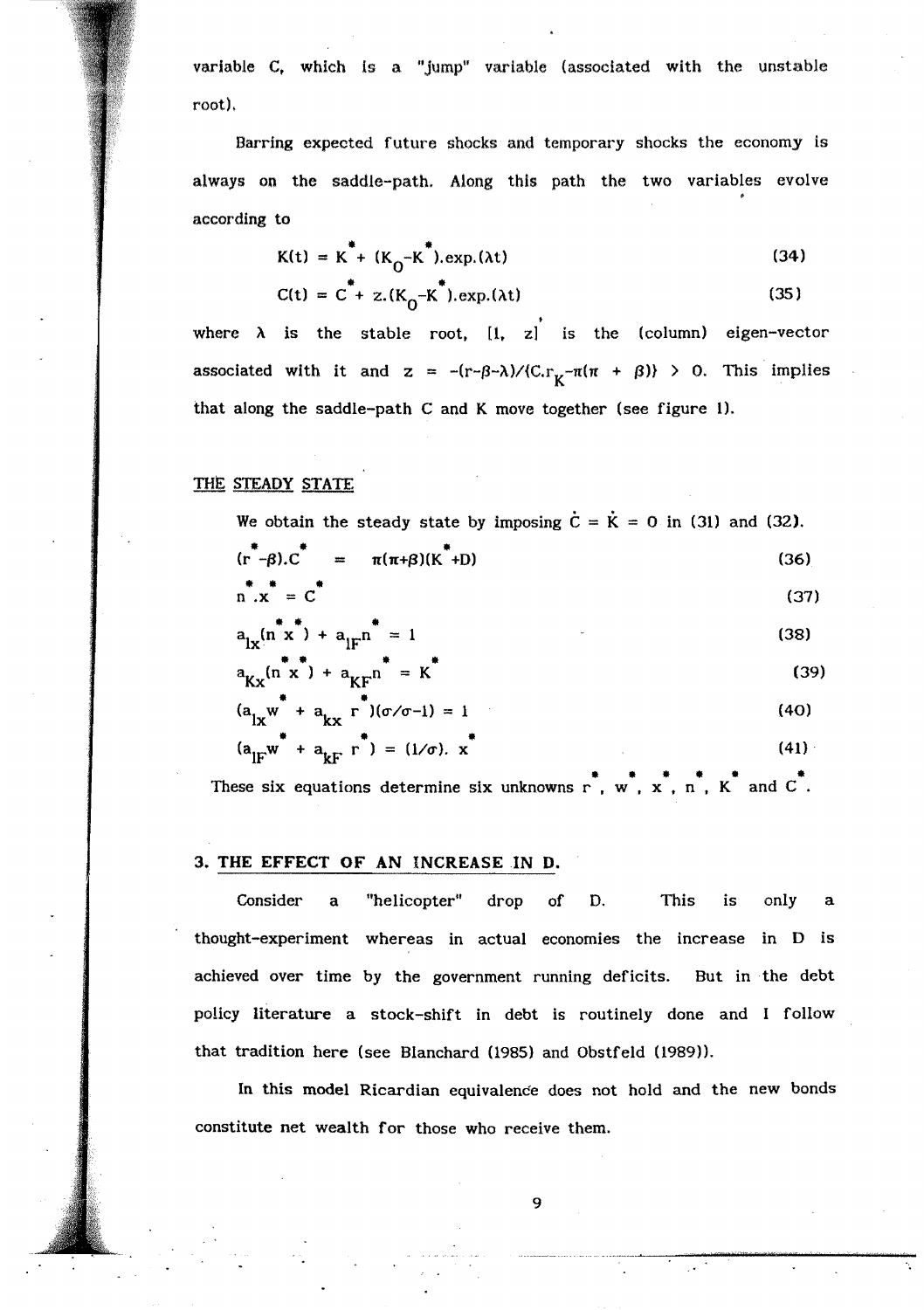variable C, which is a "jump" variable (associated with the unstable root).

Barring expected future shocks and temporary shocks the economy is always on the saddle-path. Along this path the two variables evolve according to

$$K(t) = K^* + (K_0 - K^*).\exp.(\lambda t) \tag{34}$$

$$C(t) = C^* + z.(K_0 - K^*).\exp.(\lambda t) \tag{35}$$

where $\lambda$ is the stable root, $[1, z]'$ is the (column) eigen-vector associated with it and $z = -(r-\beta-\lambda)/\{C.r_K - \pi(\pi + \beta)\} > 0$. This implies that along the saddle-path C and K move together (see figure 1).

## THE STEADY STATE

We obtain the steady state by imposing $\dot{C} = \dot{K} = 0$ in (31) and (32).

$$(r^* - \beta).C^* \quad = \quad \pi(\pi+\beta)(K^*+D) \tag{36}$$

$$n^*.x^* = C^* \tag{37}$$

$$a_{lx}(n^* x^*) + a_{lF} n^* = 1 \tag{38}$$

$$a_{Kx}(n^* x^*) + a_{KF} n^* = K^* \tag{39}$$

$$(a_{lx} w^* + a_{kx} r^*)(\sigma/\sigma-1) = 1 \tag{40}$$

$$(a_{lF} w^* + a_{kF} r^*) = (1/\sigma).\ x^* \tag{41}$$

These six equations determine six unknowns $r^*$, $w^*$, $x^*$, $n^*$, $K^*$ and $C^*$.

## 3. THE EFFECT OF AN INCREASE IN D.

Consider a "helicopter" drop of D. This is only a thought-experiment whereas in actual economies the increase in D is achieved over time by the government running deficits. But in the debt policy literature a stock-shift in debt is routinely done and I follow that tradition here (see Blanchard (1985) and Obstfeld (1989)).

In this model Ricardian equivalence does not hold and the new bonds constitute net wealth for those who receive them.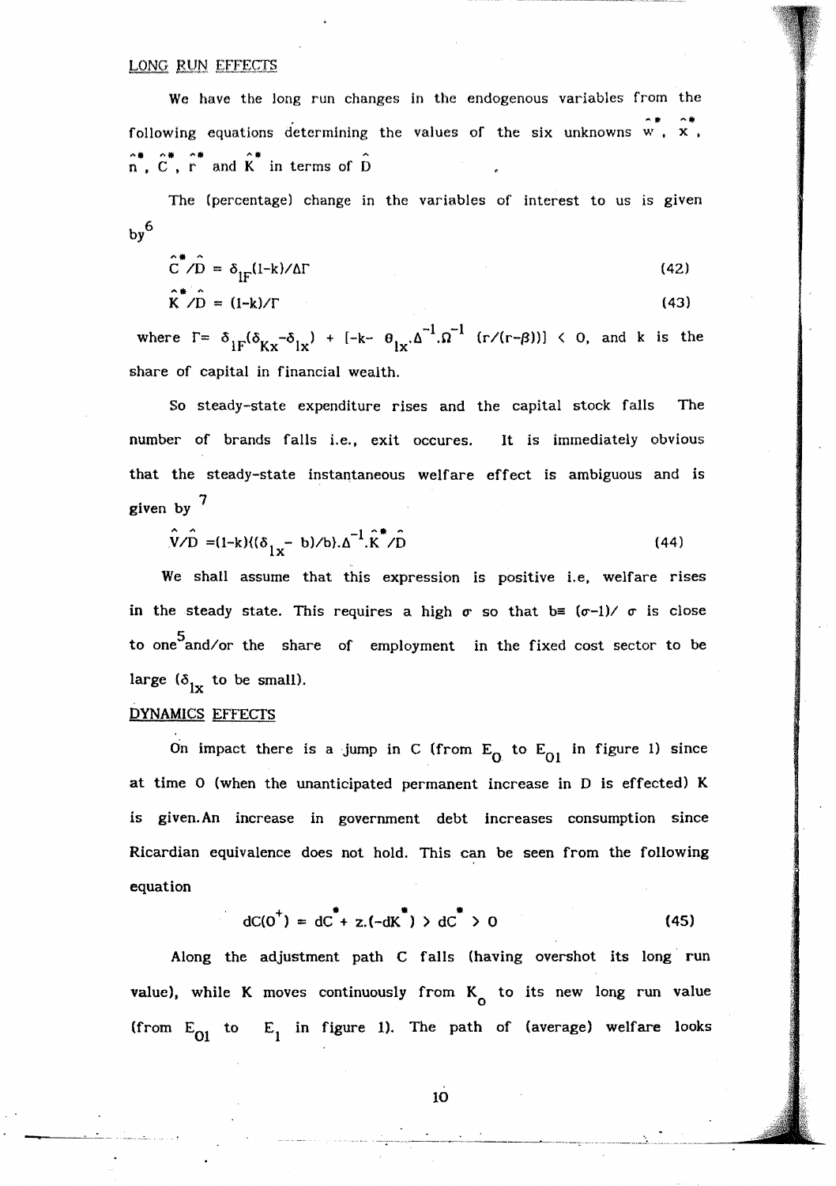## LONG RUN EFFECTS

We have the long run changes in the endogenous variables from the following equations determining the values of the six unknowns $\hat{w}^*$, $\hat{x}^*$, $\hat{n}^*$, $\hat{C}^*$, $\hat{r}^*$ and $\hat{K}^*$ in terms of $\hat{D}$

The (percentage) change in the variables of interest to us is given by[6]

$$\hat{C}^*/\hat{D} = \delta_{1F}(1-k)/\Delta\Gamma \tag{42}$$

$$\hat{K}^*/\hat{D} = (1-k)/\Gamma \tag{43}$$

where $\Gamma = \delta_{1F}(\delta_{Kx}-\delta_{1x}) + [-k- \theta_{1x}.\Delta^{-1}.\Omega^{-1}\ (r/(r-\beta))] < 0$, and k is the share of capital in financial wealth.

So steady-state expenditure rises and the capital stock falls The number of brands falls i.e., exit occures. It is immediately obvious that the steady-state instantaneous welfare effect is ambiguous and is given by [7]

$$\hat{V}/\hat{D} = (1-k)((\delta_{1x} - b)/b).\Delta^{-1}.\hat{K}^*/\hat{D} \tag{44}$$

We shall assume that this expression is positive i.e, welfare rises in the steady state. This requires a high $\sigma$ so that $b \equiv (\sigma-1)/\sigma$ is close to one[5] and/or the share of employment in the fixed cost sector to be large ($\delta_{1x}$ to be small).

## DYNAMICS EFFECTS

On impact there is a jump in C (from $E_0$ to $E_{01}$ in figure 1) since at time 0 (when the unanticipated permanent increase in D is effected) K is given. An increase in government debt increases consumption since Ricardian equivalence does not hold. This can be seen from the following equation

$$dC(0^+) = dC^* + z.(-dK^*) > dC^* > 0 \tag{45}$$

Along the adjustment path C falls (having overshot its long run value), while K moves continuously from $K_0$ to its new long run value (from $E_{01}$ to $E_1$ in figure 1). The path of (average) welfare looks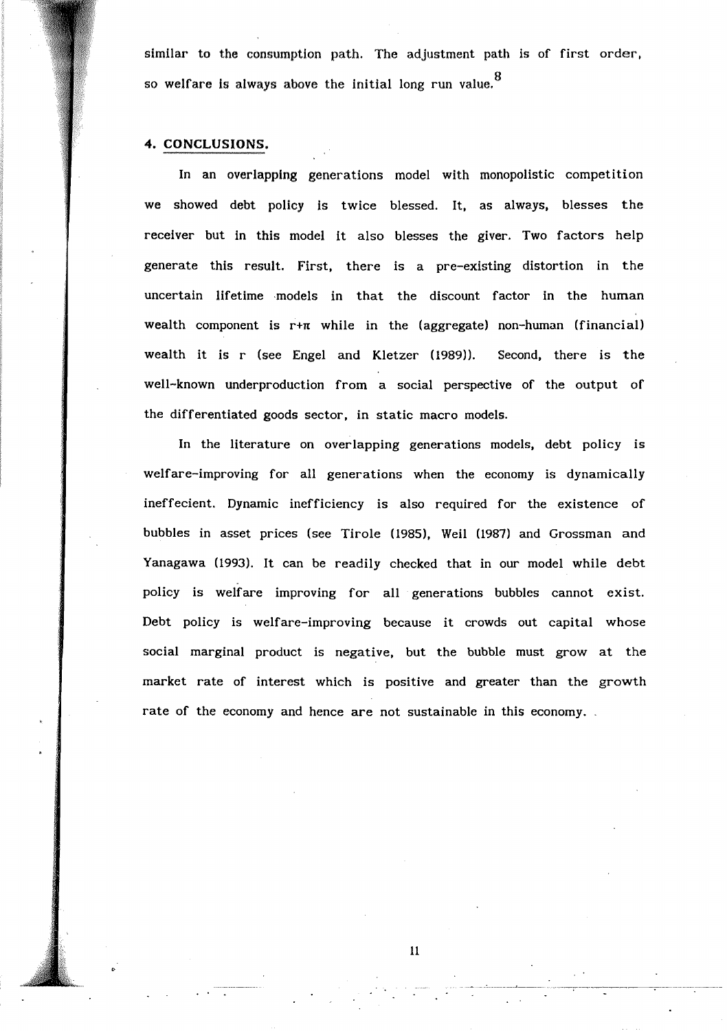similar to the consumption path. The adjustment path is of first order, so welfare is always above the initial long run value.[8]

## 4. CONCLUSIONS.

In an overlapping generations model with monopolistic competition we showed debt policy is twice blessed. It, as always, blesses the receiver but in this model it also blesses the giver. Two factors help generate this result. First, there is a pre-existing distortion in the uncertain lifetime models in that the discount factor in the human wealth component is $r+\pi$ while in the (aggregate) non-human (financial) wealth it is $r$ (see Engel and Kletzer (1989)). Second, there is the well-known underproduction from a social perspective of the output of the differentiated goods sector, in static macro models.

In the literature on overlapping generations models, debt policy is welfare-improving for all generations when the economy is dynamically ineffecient. Dynamic inefficiency is also required for the existence of bubbles in asset prices (see Tirole (1985), Weil (1987) and Grossman and Yanagawa (1993). It can be readily checked that in our model while debt policy is welfare improving for all generations bubbles cannot exist. Debt policy is welfare-improving because it crowds out capital whose social marginal product is negative, but the bubble must grow at the market rate of interest which is positive and greater than the growth rate of the economy and hence are not sustainable in this economy.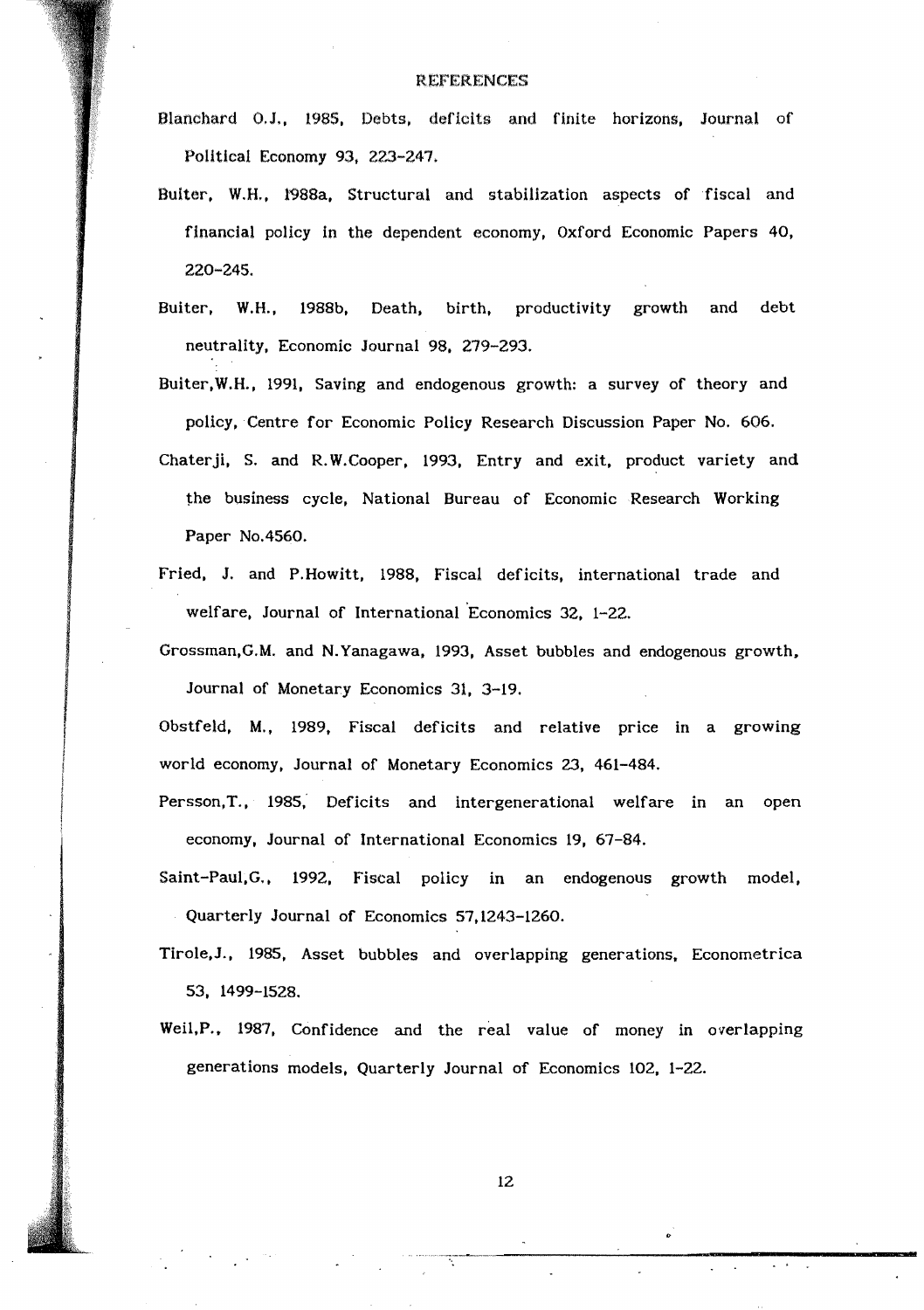# REFERENCES

Blanchard O.J., 1985, Debts, deficits and finite horizons, Journal of Political Economy 93, 223-247.

Buiter, W.H., 1988a, Structural and stabilization aspects of fiscal and financial policy in the dependent economy, Oxford Economic Papers 40, 220-245.

Buiter, W.H., 1988b, Death, birth, productivity growth and debt neutrality, Economic Journal 98, 279-293.

Buiter,W.H., 1991, Saving and endogenous growth: a survey of theory and policy, Centre for Economic Policy Research Discussion Paper No. 606.

Chaterji, S. and R.W.Cooper, 1993, Entry and exit, product variety and the business cycle, National Bureau of Economic Research Working Paper No.4560.

Fried, J. and P.Howitt, 1988, Fiscal deficits, international trade and welfare, Journal of International Economics 32, 1-22.

Grossman,G.M. and N.Yanagawa, 1993, Asset bubbles and endogenous growth, Journal of Monetary Economics 31, 3-19.

Obstfeld, M., 1989, Fiscal deficits and relative price in a growing world economy, Journal of Monetary Economics 23, 461-484.

Persson,T., 1985, Deficits and intergenerational welfare in an open economy, Journal of International Economics 19, 67-84.

Saint-Paul,G., 1992, Fiscal policy in an endogenous growth model, Quarterly Journal of Economics 57,1243-1260.

Tirole,J., 1985, Asset bubbles and overlapping generations, Econometrica 53, 1499-1528.

Weil,P., 1987, Confidence and the real value of money in overlapping generations models, Quarterly Journal of Economics 102, 1-22.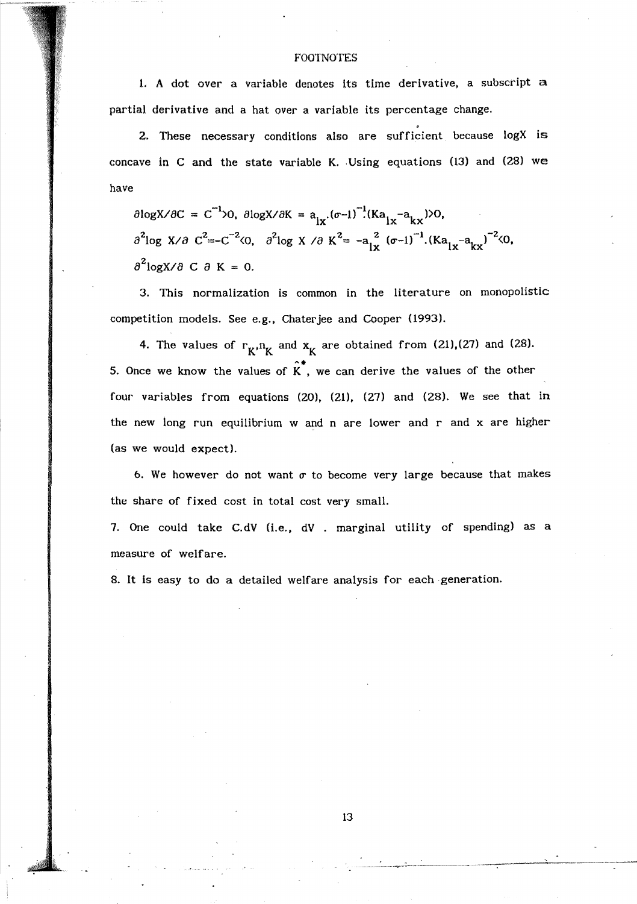## FOOTNOTES

1. A dot over a variable denotes its time derivative, a subscript a partial derivative and a hat over a variable its percentage change.

2. These necessary conditions also are sufficient because logX is concave in C and the state variable K. Using equations (13) and (28) we have

$$\partial \log X/\partial C = C^{-1}>0,\ \partial \log X/\partial K = a_{lx}.(\sigma-1)^{-1}.(Ka_{lx}-a_{kx})>0,$$
$$\partial^2 \log X/\partial C^2=-C^{-2}<0,\ \partial^2 \log X/\partial K^2= -a_{lx}^2(\sigma-1)^{-1}.(Ka_{lx}-a_{kx})^{-2}<0,$$
$$\partial^2 \log X/\partial C\, \partial K = 0.$$

3. This normalization is common in the literature on monopolistic competition models. See e.g., Chaterjee and Cooper (1993).

4. The values of $r_K$, $n_K$ and $x_K$ are obtained from (21),(27) and (28).

5. Once we know the values of $\hat{K}^*$, we can derive the values of the other four variables from equations (20), (21), (27) and (28). We see that in the new long run equilibrium w and n are lower and r and x are higher (as we would expect).

6. We however do not want $\sigma$ to become very large because that makes the share of fixed cost in total cost very small.

7. One could take C.dV (i.e., dV . marginal utility of spending) as a measure of welfare.

8. It is easy to do a detailed welfare analysis for each generation.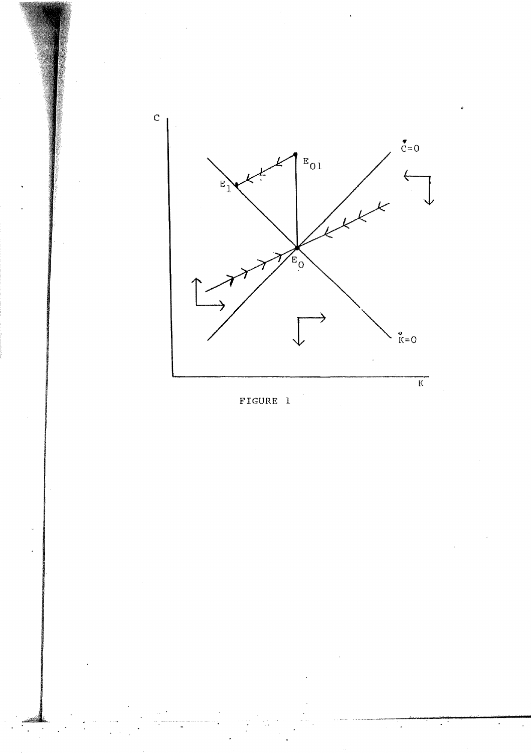FIGURE 1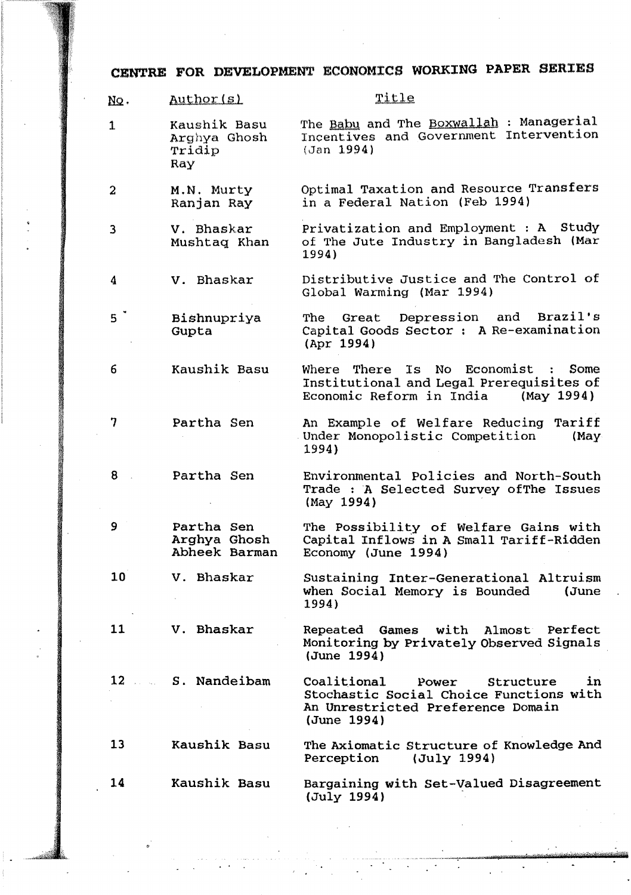# CENTRE FOR DEVELOPMENT ECONOMICS WORKING PAPER SERIES

| No. | Author(s) | Title |
|---|---|---|
| 1 | Kaushik Basu<br>Arghya Ghosh<br>Tridip Ray | The Babu and The Boxwallah : Managerial Incentives and Government Intervention (Jan 1994) |
| 2 | M.N. Murty<br>Ranjan Ray | Optimal Taxation and Resource Transfers in a Federal Nation (Feb 1994) |
| 3 | V. Bhaskar<br>Mushtaq Khan | Privatization and Employment : A Study of The Jute Industry in Bangladesh (Mar 1994) |
| 4 | V. Bhaskar | Distributive Justice and The Control of Global Warming (Mar 1994) |
| 5 | Bishnupriya Gupta | The Great Depression and Brazil's Capital Goods Sector : A Re-examination (Apr 1994) |
| 6 | Kaushik Basu | Where There Is No Economist : Some Institutional and Legal Prerequisites of Economic Reform in India (May 1994) |
| 7 | Partha Sen | An Example of Welfare Reducing Tariff Under Monopolistic Competition (May 1994) |
| 8 | Partha Sen | Environmental Policies and North-South Trade : A Selected Survey ofThe Issues (May 1994) |
| 9 | Partha Sen<br>Arghya Ghosh<br>Abheek Barman | The Possibility of Welfare Gains with Capital Inflows in A Small Tariff-Ridden Economy (June 1994) |
| 10 | V. Bhaskar | Sustaining Inter-Generational Altruism when Social Memory is Bounded (June 1994) |
| 11 | V. Bhaskar | Repeated Games with Almost Perfect Monitoring by Privately Observed Signals (June 1994) |
| 12 | S. Nandeibam | Coalitional Power Structure in Stochastic Social Choice Functions with An Unrestricted Preference Domain (June 1994) |
| 13 | Kaushik Basu | The Axiomatic Structure of Knowledge And Perception (July 1994) |
| 14 | Kaushik Basu | Bargaining with Set-Valued Disagreement (July 1994) |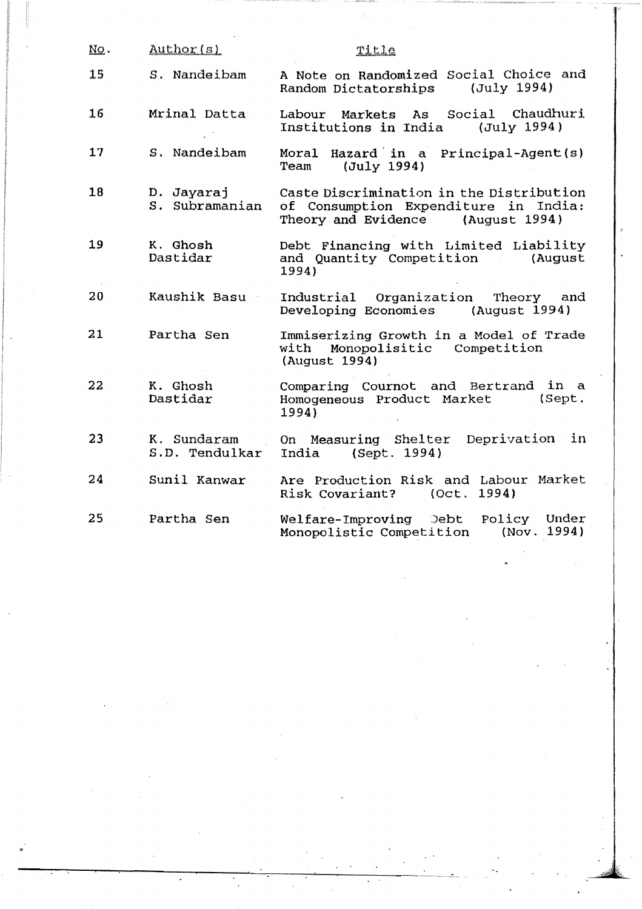| No. | Author(s) | Title |
|---|---|---|
| 15 | S. Nandeibam | A Note on Randomized Social Choice and Random Dictatorships (July 1994) |
| 16 | Mrinal Datta Chaudhuri | Labour Markets As Social Institutions in India (July 1994) |
| 17 | S. Nandeibam | Moral Hazard in a Principal-Agent(s) Team (July 1994) |
| 18 | D. Jayaraj<br>S. Subramanian | Caste Discrimination in the Distribution of Consumption Expenditure in India: Theory and Evidence (August 1994) |
| 19 | K. Ghosh Dastidar | Debt Financing with Limited Liability and Quantity Competition (August 1994) |
| 20 | Kaushik Basu | Industrial Organization Theory and Developing Economies (August 1994) |
| 21 | Partha Sen | Immiserizing Growth in a Model of Trade with Monopolisitic Competition (August 1994) |
| 22 | K. Ghosh Dastidar | Comparing Cournot and Bertrand in a Homogeneous Product Market (Sept. 1994) |
| 23 | K. Sundaram<br>S.D. Tendulkar | On Measuring Shelter Deprivation in India (Sept. 1994) |
| 24 | Sunil Kanwar | Are Production Risk and Labour Market Risk Covariant? (Oct. 1994) |
| 25 | Partha Sen | Welfare-Improving Debt Policy Under Monopolistic Competition (Nov. 1994) |